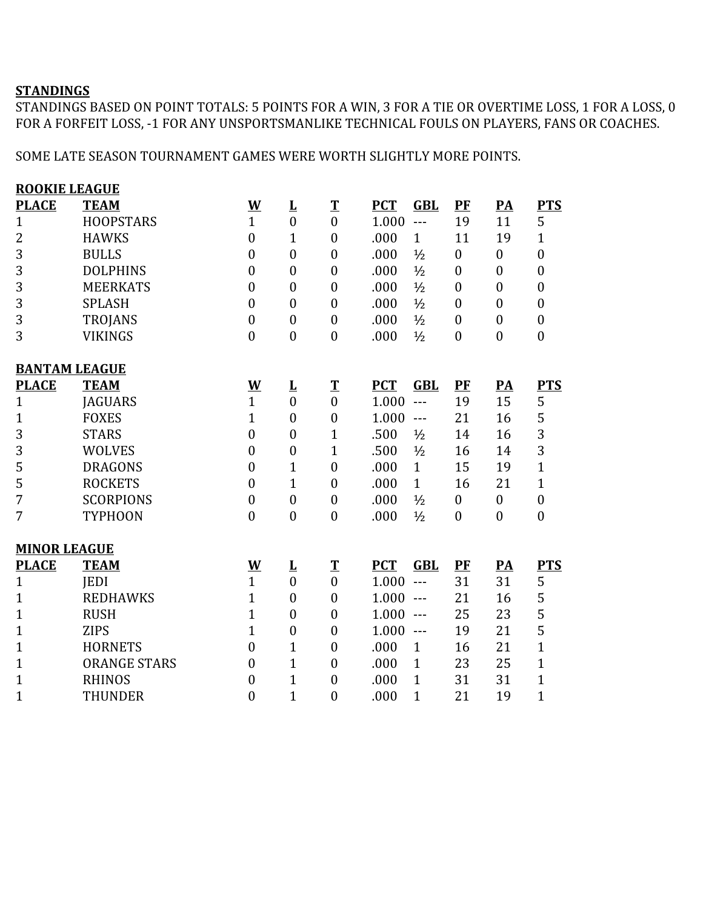**STANDINGS**

STANDINGS BASED ON POINT TOTALS: 5 POINTS FOR A WIN, 3 FOR A TIE OR OVERTIME LOSS, 1 FOR A LOSS, 0 FOR A FORFEIT LOSS, -1 FOR ANY UNSPORTSMANLIKE TECHNICAL FOULS ON PLAYERS, FANS OR COACHES.

SOME LATE SEASON TOURNAMENT GAMES WERE WORTH SLIGHTLY MORE POINTS.

**ROOKIE LEAGUE**

| PLACE | TEAM | W | L | T | PCT | GBL | PF | PA | PTS |
|---|---|---|---|---|---|---|---|---|---|
| 1 | HOOPSTARS | 1 | 0 | 0 | 1.000 | --- | 19 | 11 | 5 |
| 2 | HAWKS | 0 | 1 | 0 | .000 | 1 | 11 | 19 | 1 |
| 3 | BULLS | 0 | 0 | 0 | .000 | ½ | 0 | 0 | 0 |
| 3 | DOLPHINS | 0 | 0 | 0 | .000 | ½ | 0 | 0 | 0 |
| 3 | MEERKATS | 0 | 0 | 0 | .000 | ½ | 0 | 0 | 0 |
| 3 | SPLASH | 0 | 0 | 0 | .000 | ½ | 0 | 0 | 0 |
| 3 | TROJANS | 0 | 0 | 0 | .000 | ½ | 0 | 0 | 0 |
| 3 | VIKINGS | 0 | 0 | 0 | .000 | ½ | 0 | 0 | 0 |

**BANTAM LEAGUE**

| PLACE | TEAM | W | L | T | PCT | GBL | PF | PA | PTS |
|---|---|---|---|---|---|---|---|---|---|
| 1 | JAGUARS | 1 | 0 | 0 | 1.000 | --- | 19 | 15 | 5 |
| 1 | FOXES | 1 | 0 | 0 | 1.000 | --- | 21 | 16 | 5 |
| 3 | STARS | 0 | 0 | 1 | .500 | ½ | 14 | 16 | 3 |
| 3 | WOLVES | 0 | 0 | 1 | .500 | ½ | 16 | 14 | 3 |
| 5 | DRAGONS | 0 | 1 | 0 | .000 | 1 | 15 | 19 | 1 |
| 5 | ROCKETS | 0 | 1 | 0 | .000 | 1 | 16 | 21 | 1 |
| 7 | SCORPIONS | 0 | 0 | 0 | .000 | ½ | 0 | 0 | 0 |
| 7 | TYPHOON | 0 | 0 | 0 | .000 | ½ | 0 | 0 | 0 |

**MINOR LEAGUE**

| PLACE | TEAM | W | L | T | PCT | GBL | PF | PA | PTS |
|---|---|---|---|---|---|---|---|---|---|
| 1 | JEDI | 1 | 0 | 0 | 1.000 | --- | 31 | 31 | 5 |
| 1 | REDHAWKS | 1 | 0 | 0 | 1.000 | --- | 21 | 16 | 5 |
| 1 | RUSH | 1 | 0 | 0 | 1.000 | --- | 25 | 23 | 5 |
| 1 | ZIPS | 1 | 0 | 0 | 1.000 | --- | 19 | 21 | 5 |
| 1 | HORNETS | 0 | 1 | 0 | .000 | 1 | 16 | 21 | 1 |
| 1 | ORANGE STARS | 0 | 1 | 0 | .000 | 1 | 23 | 25 | 1 |
| 1 | RHINOS | 0 | 1 | 0 | .000 | 1 | 31 | 31 | 1 |
| 1 | THUNDER | 0 | 1 | 0 | .000 | 1 | 21 | 19 | 1 |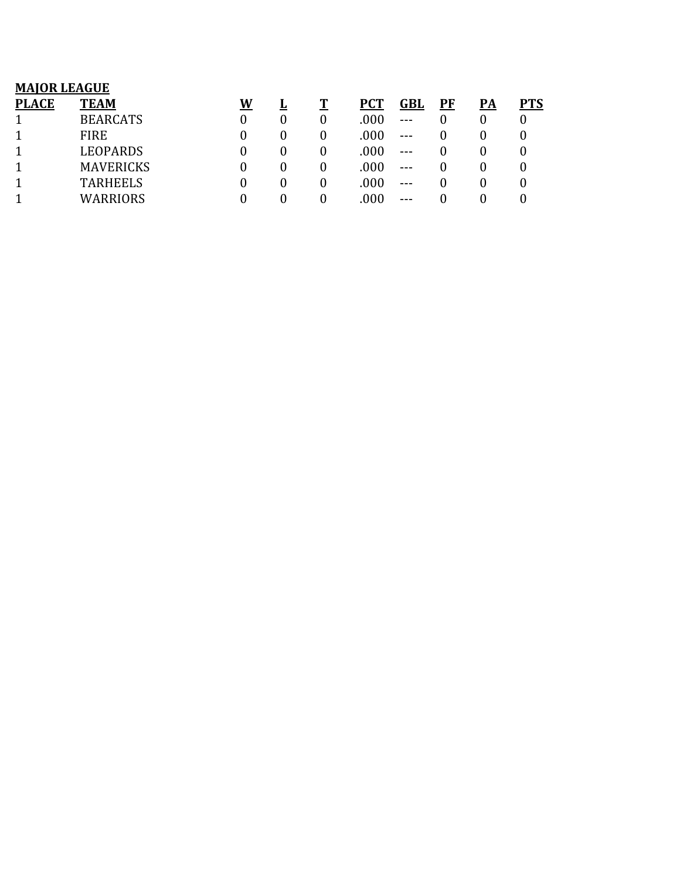**MAJOR LEAGUE**

| PLACE | TEAM | W | L | T | PCT | GBL | PF | PA | PTS |
|---|---|---|---|---|---|---|---|---|---|
| 1 | BEARCATS | 0 | 0 | 0 | .000 | --- | 0 | 0 | 0 |
| 1 | FIRE | 0 | 0 | 0 | .000 | --- | 0 | 0 | 0 |
| 1 | LEOPARDS | 0 | 0 | 0 | .000 | --- | 0 | 0 | 0 |
| 1 | MAVERICKS | 0 | 0 | 0 | .000 | --- | 0 | 0 | 0 |
| 1 | TARHEELS | 0 | 0 | 0 | .000 | --- | 0 | 0 | 0 |
| 1 | WARRIORS | 0 | 0 | 0 | .000 | --- | 0 | 0 | 0 |